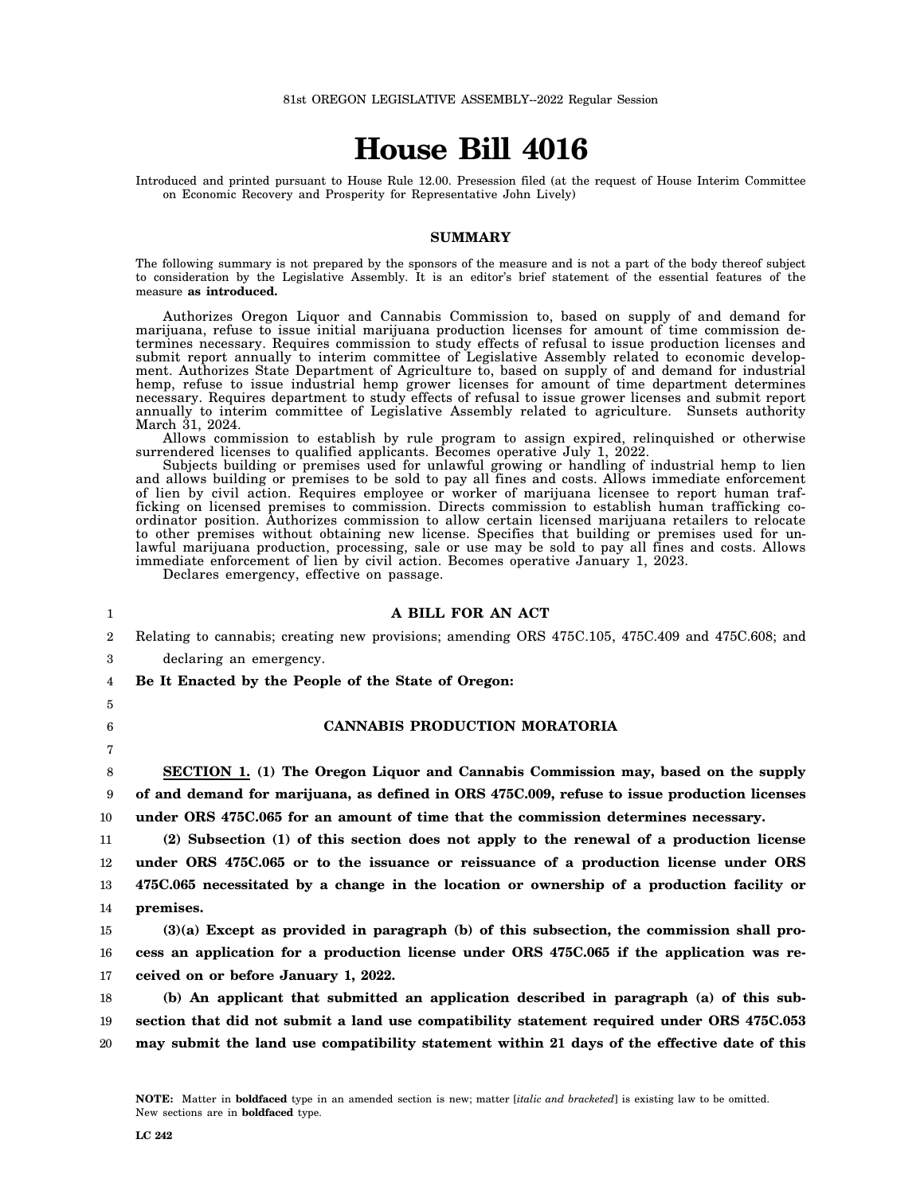81st OREGON LEGISLATIVE ASSEMBLY--2022 Regular Session

# House Bill 4016

Introduced and printed pursuant to House Rule 12.00. Presession filed (at the request of House Interim Committee on Economic Recovery and Prosperity for Representative John Lively)

## SUMMARY

The following summary is not prepared by the sponsors of the measure and is not a part of the body thereof subject to consideration by the Legislative Assembly. It is an editor's brief statement of the essential features of the measure **as introduced.**

Authorizes Oregon Liquor and Cannabis Commission to, based on supply of and demand for marijuana, refuse to issue initial marijuana production licenses for amount of time commission determines necessary. Requires commission to study effects of refusal to issue production licenses and submit report annually to interim committee of Legislative Assembly related to economic development. Authorizes State Department of Agriculture to, based on supply of and demand for industrial hemp, refuse to issue industrial hemp grower licenses for amount of time department determines necessary. Requires department to study effects of refusal to issue grower licenses and submit report annually to interim committee of Legislative Assembly related to agriculture. Sunsets authority March 31, 2024.

Allows commission to establish by rule program to assign expired, relinquished or otherwise surrendered licenses to qualified applicants. Becomes operative July 1, 2022.

Subjects building or premises used for unlawful growing or handling of industrial hemp to lien and allows building or premises to be sold to pay all fines and costs. Allows immediate enforcement of lien by civil action. Requires employee or worker of marijuana licensee to report human trafficking on licensed premises to commission. Directs commission to establish human trafficking coordinator position. Authorizes commission to allow certain licensed marijuana retailers to relocate to other premises without obtaining new license. Specifies that building or premises used for unlawful marijuana production, processing, sale or use may be sold to pay all fines and costs. Allows immediate enforcement of lien by civil action. Becomes operative January 1, 2023.

Declares emergency, effective on passage.

1 **A BILL FOR AN ACT**

2 Relating to cannabis; creating new provisions; amending ORS 475C.105, 475C.409 and 475C.608; and

3 declaring an emergency.

4 **Be It Enacted by the People of the State of Oregon:**

5

6 **CANNABIS PRODUCTION MORATORIA**

7

8 **SECTION 1. (1) The Oregon Liquor and Cannabis Commission may, based on the supply**

9 **of and demand for marijuana, as defined in ORS 475C.009, refuse to issue production licenses**

10 **under ORS 475C.065 for an amount of time that the commission determines necessary.**

11 **(2) Subsection (1) of this section does not apply to the renewal of a production license**

12 **under ORS 475C.065 or to the issuance or reissuance of a production license under ORS**

13 **475C.065 necessitated by a change in the location or ownership of a production facility or**

14 **premises.**

15 **(3)(a) Except as provided in paragraph (b) of this subsection, the commission shall pro-**

16 **cess an application for a production license under ORS 475C.065 if the application was re-**

17 **ceived on or before January 1, 2022.**

18 **(b) An applicant that submitted an application described in paragraph (a) of this sub-**

19 **section that did not submit a land use compatibility statement required under ORS 475C.053**

20 **may submit the land use compatibility statement within 21 days of the effective date of this**

**NOTE:** Matter in **boldfaced** type in an amended section is new; matter [*italic and bracketed*] is existing law to be omitted. New sections are in **boldfaced** type.

LC 242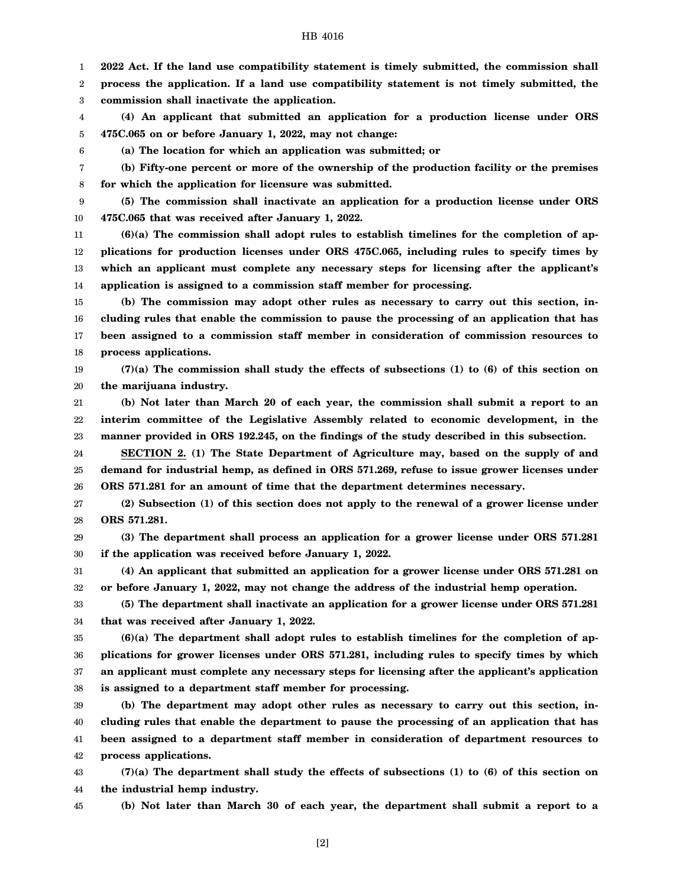**2022 Act. If the land use compatibility statement is timely submitted, the commission shall process the application. If a land use compatibility statement is not timely submitted, the commission shall inactivate the application.**

**(4) An applicant that submitted an application for a production license under ORS 475C.065 on or before January 1, 2022, may not change:**

**(a) The location for which an application was submitted; or**

**(b) Fifty-one percent or more of the ownership of the production facility or the premises for which the application for licensure was submitted.**

**(5) The commission shall inactivate an application for a production license under ORS 475C.065 that was received after January 1, 2022.**

**(6)(a) The commission shall adopt rules to establish timelines for the completion of applications for production licenses under ORS 475C.065, including rules to specify times by which an applicant must complete any necessary steps for licensing after the applicant's application is assigned to a commission staff member for processing.**

**(b) The commission may adopt other rules as necessary to carry out this section, including rules that enable the commission to pause the processing of an application that has been assigned to a commission staff member in consideration of commission resources to process applications.**

**(7)(a) The commission shall study the effects of subsections (1) to (6) of this section on the marijuana industry.**

**(b) Not later than March 20 of each year, the commission shall submit a report to an interim committee of the Legislative Assembly related to economic development, in the manner provided in ORS 192.245, on the findings of the study described in this subsection.**

**SECTION 2. (1) The State Department of Agriculture may, based on the supply of and demand for industrial hemp, as defined in ORS 571.269, refuse to issue grower licenses under ORS 571.281 for an amount of time that the department determines necessary.**

**(2) Subsection (1) of this section does not apply to the renewal of a grower license under ORS 571.281.**

**(3) The department shall process an application for a grower license under ORS 571.281 if the application was received before January 1, 2022.**

**(4) An applicant that submitted an application for a grower license under ORS 571.281 on or before January 1, 2022, may not change the address of the industrial hemp operation.**

**(5) The department shall inactivate an application for a grower license under ORS 571.281 that was received after January 1, 2022.**

**(6)(a) The department shall adopt rules to establish timelines for the completion of applications for grower licenses under ORS 571.281, including rules to specify times by which an applicant must complete any necessary steps for licensing after the applicant's application is assigned to a department staff member for processing.**

**(b) The department may adopt other rules as necessary to carry out this section, including rules that enable the department to pause the processing of an application that has been assigned to a department staff member in consideration of department resources to process applications.**

**(7)(a) The department shall study the effects of subsections (1) to (6) of this section on the industrial hemp industry.**

**(b) Not later than March 30 of each year, the department shall submit a report to a**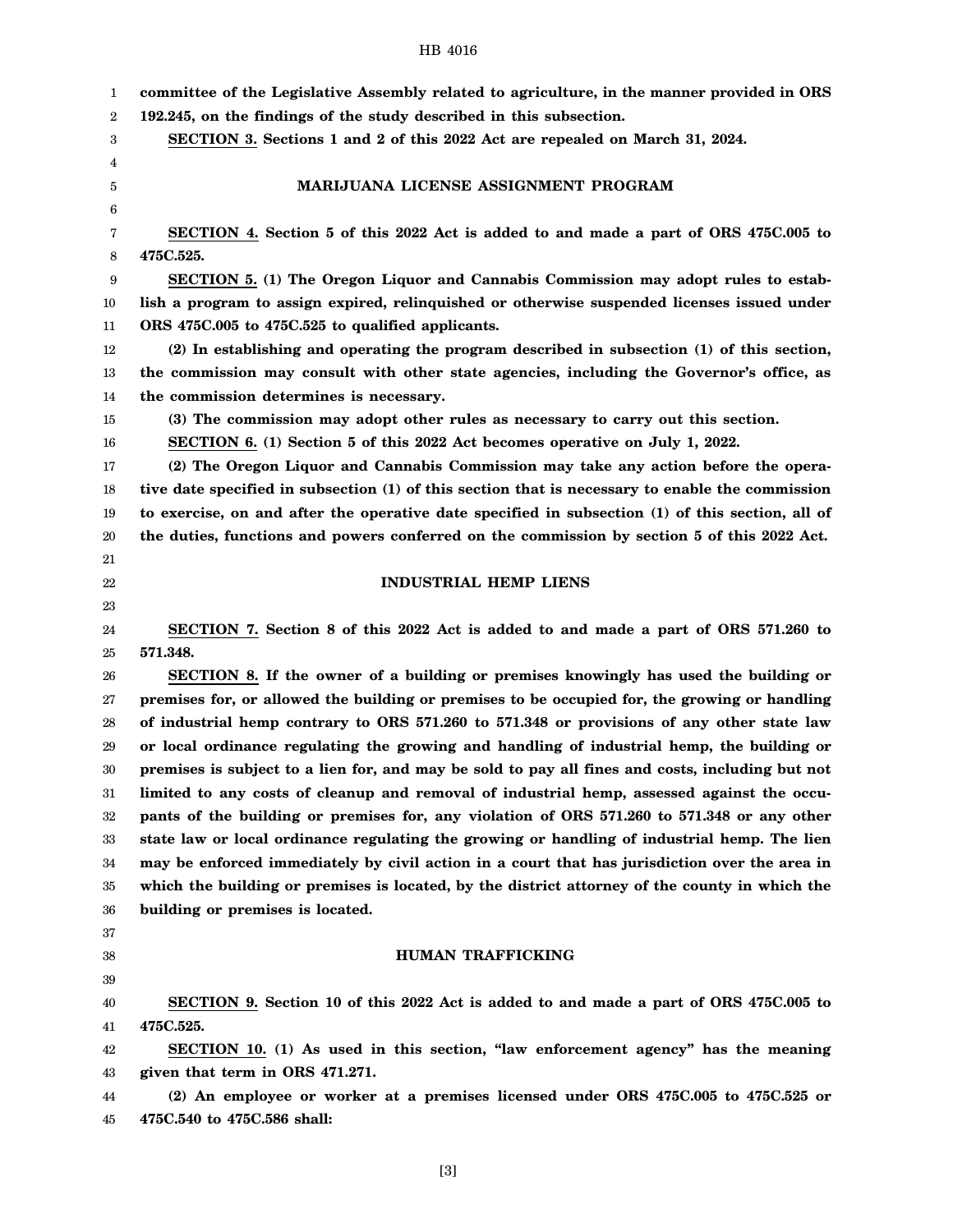**committee of the Legislative Assembly related to agriculture, in the manner provided in ORS 192.245, on the findings of the study described in this subsection.**

**SECTION 3. Sections 1 and 2 of this 2022 Act are repealed on March 31, 2024.**

## MARIJUANA LICENSE ASSIGNMENT PROGRAM

**SECTION 4. Section 5 of this 2022 Act is added to and made a part of ORS 475C.005 to 475C.525.**

**SECTION 5. (1) The Oregon Liquor and Cannabis Commission may adopt rules to establish a program to assign expired, relinquished or otherwise suspended licenses issued under ORS 475C.005 to 475C.525 to qualified applicants.**

**(2) In establishing and operating the program described in subsection (1) of this section, the commission may consult with other state agencies, including the Governor's office, as the commission determines is necessary.**

**(3) The commission may adopt other rules as necessary to carry out this section.**

**SECTION 6. (1) Section 5 of this 2022 Act becomes operative on July 1, 2022.**

**(2) The Oregon Liquor and Cannabis Commission may take any action before the operative date specified in subsection (1) of this section that is necessary to enable the commission to exercise, on and after the operative date specified in subsection (1) of this section, all of the duties, functions and powers conferred on the commission by section 5 of this 2022 Act.**

## INDUSTRIAL HEMP LIENS

**SECTION 7. Section 8 of this 2022 Act is added to and made a part of ORS 571.260 to 571.348.**

**SECTION 8. If the owner of a building or premises knowingly has used the building or premises for, or allowed the building or premises to be occupied for, the growing or handling of industrial hemp contrary to ORS 571.260 to 571.348 or provisions of any other state law or local ordinance regulating the growing and handling of industrial hemp, the building or premises is subject to a lien for, and may be sold to pay all fines and costs, including but not limited to any costs of cleanup and removal of industrial hemp, assessed against the occupants of the building or premises for, any violation of ORS 571.260 to 571.348 or any other state law or local ordinance regulating the growing or handling of industrial hemp. The lien may be enforced immediately by civil action in a court that has jurisdiction over the area in which the building or premises is located, by the district attorney of the county in which the building or premises is located.**

## HUMAN TRAFFICKING

**SECTION 9. Section 10 of this 2022 Act is added to and made a part of ORS 475C.005 to 475C.525.**

**SECTION 10. (1) As used in this section, "law enforcement agency" has the meaning given that term in ORS 471.271.**

**(2) An employee or worker at a premises licensed under ORS 475C.005 to 475C.525 or 475C.540 to 475C.586 shall:**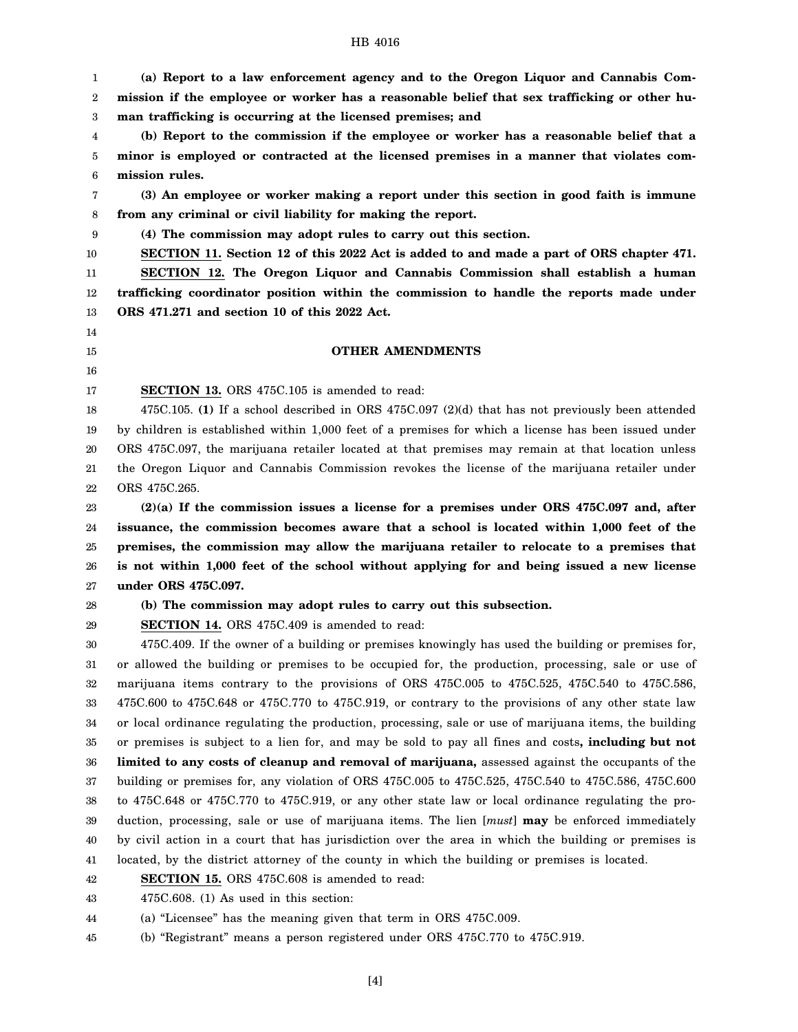**(a) Report to a law enforcement agency and to the Oregon Liquor and Cannabis Commission if the employee or worker has a reasonable belief that sex trafficking or other human trafficking is occurring at the licensed premises; and**

**(b) Report to the commission if the employee or worker has a reasonable belief that a minor is employed or contracted at the licensed premises in a manner that violates commission rules.**

**(3) An employee or worker making a report under this section in good faith is immune from any criminal or civil liability for making the report.**

**(4) The commission may adopt rules to carry out this section.**

**SECTION 11. Section 12 of this 2022 Act is added to and made a part of ORS chapter 471.**

**SECTION 12. The Oregon Liquor and Cannabis Commission shall establish a human trafficking coordinator position within the commission to handle the reports made under ORS 471.271 and section 10 of this 2022 Act.**

## OTHER AMENDMENTS

**SECTION 13.** ORS 475C.105 is amended to read:

475C.105. **(1)** If a school described in ORS 475C.097 (2)(d) that has not previously been attended by children is established within 1,000 feet of a premises for which a license has been issued under ORS 475C.097, the marijuana retailer located at that premises may remain at that location unless the Oregon Liquor and Cannabis Commission revokes the license of the marijuana retailer under ORS 475C.265.

**(2)(a) If the commission issues a license for a premises under ORS 475C.097 and, after issuance, the commission becomes aware that a school is located within 1,000 feet of the premises, the commission may allow the marijuana retailer to relocate to a premises that is not within 1,000 feet of the school without applying for and being issued a new license under ORS 475C.097.**

**(b) The commission may adopt rules to carry out this subsection.**

**SECTION 14.** ORS 475C.409 is amended to read:

475C.409. If the owner of a building or premises knowingly has used the building or premises for, or allowed the building or premises to be occupied for, the production, processing, sale or use of marijuana items contrary to the provisions of ORS 475C.005 to 475C.525, 475C.540 to 475C.586, 475C.600 to 475C.648 or 475C.770 to 475C.919, or contrary to the provisions of any other state law or local ordinance regulating the production, processing, sale or use of marijuana items, the building or premises is subject to a lien for, and may be sold to pay all fines and costs**, including but not limited to any costs of cleanup and removal of marijuana,** assessed against the occupants of the building or premises for, any violation of ORS 475C.005 to 475C.525, 475C.540 to 475C.586, 475C.600 to 475C.648 or 475C.770 to 475C.919, or any other state law or local ordinance regulating the production, processing, sale or use of marijuana items. The lien [*must*] **may** be enforced immediately by civil action in a court that has jurisdiction over the area in which the building or premises is located, by the district attorney of the county in which the building or premises is located.

**SECTION 15.** ORS 475C.608 is amended to read:

475C.608. (1) As used in this section:

(a) "Licensee" has the meaning given that term in ORS 475C.009.

(b) "Registrant" means a person registered under ORS 475C.770 to 475C.919.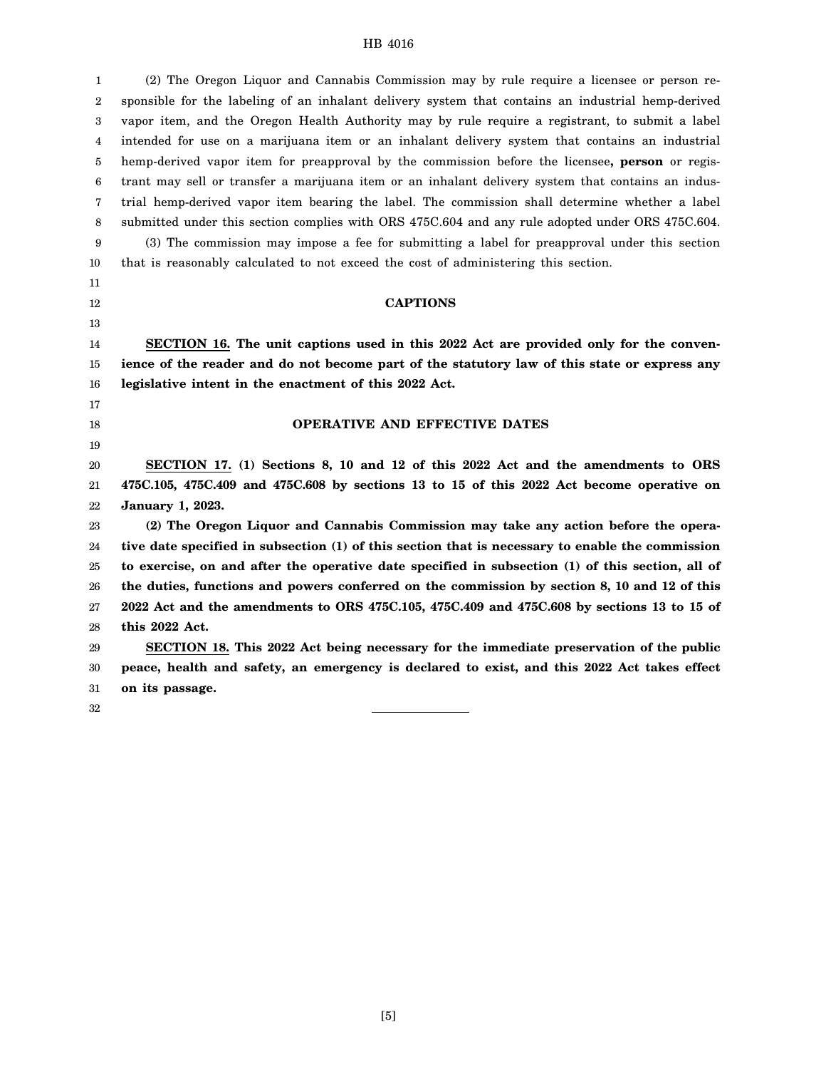(2) The Oregon Liquor and Cannabis Commission may by rule require a licensee or person responsible for the labeling of an inhalant delivery system that contains an industrial hemp-derived vapor item, and the Oregon Health Authority may by rule require a registrant, to submit a label intended for use on a marijuana item or an inhalant delivery system that contains an industrial hemp-derived vapor item for preapproval by the commission before the licensee**, person** or registrant may sell or transfer a marijuana item or an inhalant delivery system that contains an industrial hemp-derived vapor item bearing the label. The commission shall determine whether a label submitted under this section complies with ORS 475C.604 and any rule adopted under ORS 475C.604.

(3) The commission may impose a fee for submitting a label for preapproval under this section that is reasonably calculated to not exceed the cost of administering this section.

## CAPTIONS

**SECTION 16. The unit captions used in this 2022 Act are provided only for the convenience of the reader and do not become part of the statutory law of this state or express any legislative intent in the enactment of this 2022 Act.**

## OPERATIVE AND EFFECTIVE DATES

**SECTION 17. (1) Sections 8, 10 and 12 of this 2022 Act and the amendments to ORS 475C.105, 475C.409 and 475C.608 by sections 13 to 15 of this 2022 Act become operative on January 1, 2023.**

**(2) The Oregon Liquor and Cannabis Commission may take any action before the operative date specified in subsection (1) of this section that is necessary to enable the commission to exercise, on and after the operative date specified in subsection (1) of this section, all of the duties, functions and powers conferred on the commission by section 8, 10 and 12 of this 2022 Act and the amendments to ORS 475C.105, 475C.409 and 475C.608 by sections 13 to 15 of this 2022 Act.**

**SECTION 18. This 2022 Act being necessary for the immediate preservation of the public peace, health and safety, an emergency is declared to exist, and this 2022 Act takes effect on its passage.**